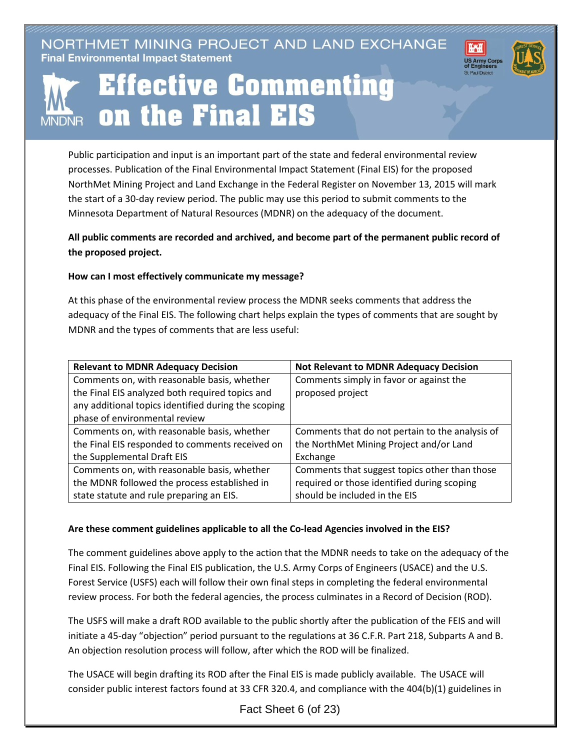NORTHMET MINING PROJECT AND LAND EXCHANGE
**Final Environmental Impact Statement**

# Effective Commenting on the Final EIS

Public participation and input is an important part of the state and federal environmental review processes. Publication of the Final Environmental Impact Statement (Final EIS) for the proposed NorthMet Mining Project and Land Exchange in the Federal Register on November 13, 2015 will mark the start of a 30-day review period. The public may use this period to submit comments to the Minnesota Department of Natural Resources (MDNR) on the adequacy of the document.

**All public comments are recorded and archived, and become part of the permanent public record of the proposed project.**

**How can I most effectively communicate my message?**

At this phase of the environmental review process the MDNR seeks comments that address the adequacy of the Final EIS. The following chart helps explain the types of comments that are sought by MDNR and the types of comments that are less useful:

| Relevant to MDNR Adequacy Decision | Not Relevant to MDNR Adequacy Decision |
| --- | --- |
| Comments on, with reasonable basis, whether the Final EIS analyzed both required topics and any additional topics identified during the scoping phase of environmental review | Comments simply in favor or against the proposed project |
| Comments on, with reasonable basis, whether the Final EIS responded to comments received on the Supplemental Draft EIS | Comments that do not pertain to the analysis of the NorthMet Mining Project and/or Land Exchange |
| Comments on, with reasonable basis, whether the MDNR followed the process established in state statute and rule preparing an EIS. | Comments that suggest topics other than those required or those identified during scoping should be included in the EIS |

**Are these comment guidelines applicable to all the Co-lead Agencies involved in the EIS?**

The comment guidelines above apply to the action that the MDNR needs to take on the adequacy of the Final EIS. Following the Final EIS publication, the U.S. Army Corps of Engineers (USACE) and the U.S. Forest Service (USFS) each will follow their own final steps in completing the federal environmental review process. For both the federal agencies, the process culminates in a Record of Decision (ROD).

The USFS will make a draft ROD available to the public shortly after the publication of the FEIS and will initiate a 45-day "objection" period pursuant to the regulations at 36 C.F.R. Part 218, Subparts A and B. An objection resolution process will follow, after which the ROD will be finalized.

The USACE will begin drafting its ROD after the Final EIS is made publicly available. The USACE will consider public interest factors found at 33 CFR 320.4, and compliance with the 404(b)(1) guidelines in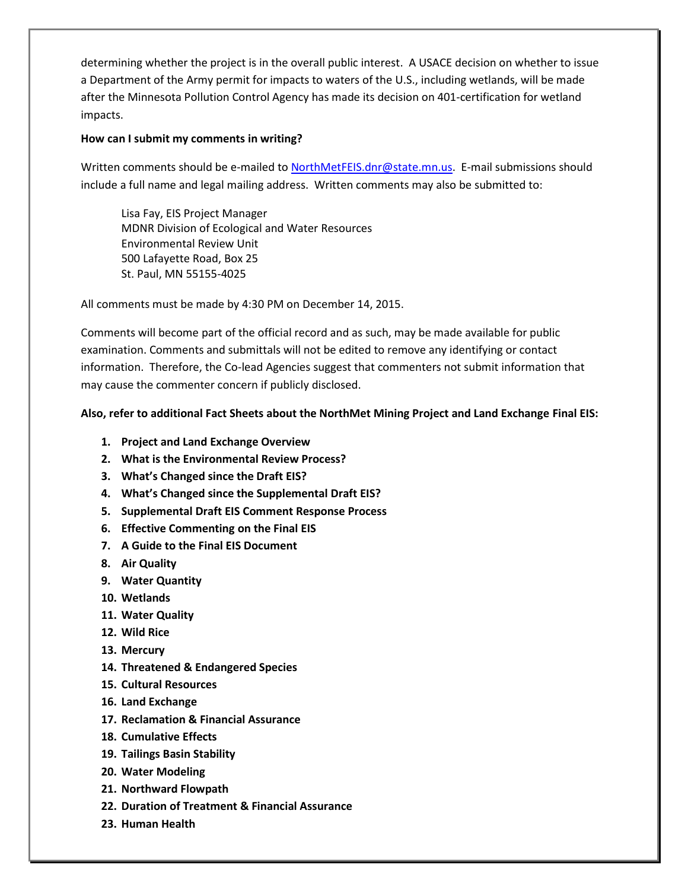determining whether the project is in the overall public interest. A USACE decision on whether to issue a Department of the Army permit for impacts to waters of the U.S., including wetlands, will be made after the Minnesota Pollution Control Agency has made its decision on 401-certification for wetland impacts.

**How can I submit my comments in writing?**

Written comments should be e-mailed to NorthMetFEIS.dnr@state.mn.us. E-mail submissions should include a full name and legal mailing address. Written comments may also be submitted to:

Lisa Fay, EIS Project Manager
MDNR Division of Ecological and Water Resources
Environmental Review Unit
500 Lafayette Road, Box 25
St. Paul, MN 55155-4025

All comments must be made by 4:30 PM on December 14, 2015.

Comments will become part of the official record and as such, may be made available for public examination. Comments and submittals will not be edited to remove any identifying or contact information. Therefore, the Co-lead Agencies suggest that commenters not submit information that may cause the commenter concern if publicly disclosed.

**Also, refer to additional Fact Sheets about the NorthMet Mining Project and Land Exchange Final EIS:**

1. **Project and Land Exchange Overview**
2. **What is the Environmental Review Process?**
3. **What's Changed since the Draft EIS?**
4. **What's Changed since the Supplemental Draft EIS?**
5. **Supplemental Draft EIS Comment Response Process**
6. **Effective Commenting on the Final EIS**
7. **A Guide to the Final EIS Document**
8. **Air Quality**
9. **Water Quantity**
10. **Wetlands**
11. **Water Quality**
12. **Wild Rice**
13. **Mercury**
14. **Threatened & Endangered Species**
15. **Cultural Resources**
16. **Land Exchange**
17. **Reclamation & Financial Assurance**
18. **Cumulative Effects**
19. **Tailings Basin Stability**
20. **Water Modeling**
21. **Northward Flowpath**
22. **Duration of Treatment & Financial Assurance**
23. **Human Health**